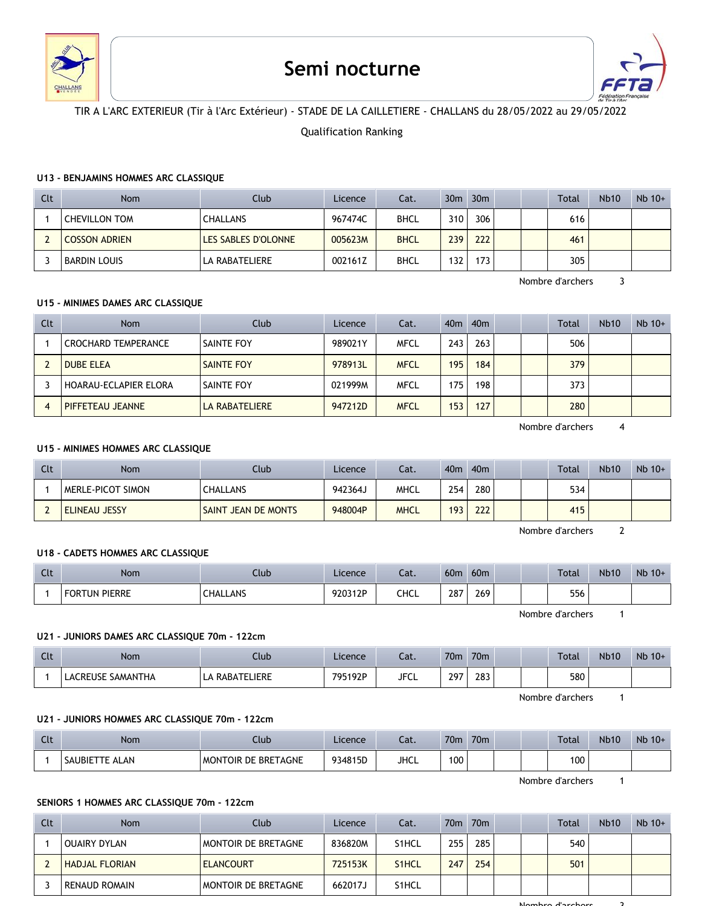# Semi nocturne

TIR A L'ARC EXTERIEUR (Tir à l'Arc Extérieur) - STADE DE LA CAILLETIERE - CHALLANS du 28/05/2022 au 29/05/2022

Qualification Ranking

### U13 - BENJAMINS HOMMES ARC CLASSIQUE

| Clt | Nom | Club | Licence | Cat. | 30m | 30m | | | Total | Nb10 | Nb 10+ |
|---|---|---|---|---|---|---|---|---|---|---|---|
| 1 | CHEVILLON TOM | CHALLANS | 967474C | BHCL | 310 | 306 | | | 616 | | |
| 2 | COSSON ADRIEN | LES SABLES D'OLONNE | 005623M | BHCL | 239 | 222 | | | 461 | | |
| 3 | BARDIN LOUIS | LA RABATELIERE | 002161Z | BHCL | 132 | 173 | | | 305 | | |

Nombre d'archers 3

### U15 - MINIMES DAMES ARC CLASSIQUE

| Clt | Nom | Club | Licence | Cat. | 40m | 40m | | | Total | Nb10 | Nb 10+ |
|---|---|---|---|---|---|---|---|---|---|---|---|
| 1 | CROCHARD TEMPERANCE | SAINTE FOY | 989021Y | MFCL | 243 | 263 | | | 506 | | |
| 2 | DUBE ELEA | SAINTE FOY | 978913L | MFCL | 195 | 184 | | | 379 | | |
| 3 | HOARAU-ECLAPIER ELORA | SAINTE FOY | 021999M | MFCL | 175 | 198 | | | 373 | | |
| 4 | PIFFETEAU JEANNE | LA RABATELIERE | 947212D | MFCL | 153 | 127 | | | 280 | | |

Nombre d'archers 4

### U15 - MINIMES HOMMES ARC CLASSIQUE

| Clt | Nom | Club | Licence | Cat. | 40m | 40m | | | Total | Nb10 | Nb 10+ |
|---|---|---|---|---|---|---|---|---|---|---|---|
| 1 | MERLE-PICOT SIMON | CHALLANS | 942364J | MHCL | 254 | 280 | | | 534 | | |
| 2 | ELINEAU JESSY | SAINT JEAN DE MONTS | 948004P | MHCL | 193 | 222 | | | 415 | | |

Nombre d'archers 2

### U18 - CADETS HOMMES ARC CLASSIQUE

| Clt | Nom | Club | Licence | Cat. | 60m | 60m | | | Total | Nb10 | Nb 10+ |
|---|---|---|---|---|---|---|---|---|---|---|---|
| 1 | FORTUN PIERRE | CHALLANS | 920312P | CHCL | 287 | 269 | | | 556 | | |

Nombre d'archers 1

### U21 - JUNIORS DAMES ARC CLASSIQUE 70m - 122cm

| Clt | Nom | Club | Licence | Cat. | 70m | 70m | | | Total | Nb10 | Nb 10+ |
|---|---|---|---|---|---|---|---|---|---|---|---|
| 1 | LACREUSE SAMANTHA | LA RABATELIERE | 795192P | JFCL | 297 | 283 | | | 580 | | |

Nombre d'archers 1

### U21 - JUNIORS HOMMES ARC CLASSIQUE 70m - 122cm

| Clt | Nom | Club | Licence | Cat. | 70m | 70m | | | Total | Nb10 | Nb 10+ |
|---|---|---|---|---|---|---|---|---|---|---|---|
| 1 | SAUBIETTE ALAN | MONTOIR DE BRETAGNE | 934815D | JHCL | 100 | | | | 100 | | |

Nombre d'archers 1

### SENIORS 1 HOMMES ARC CLASSIQUE 70m - 122cm

| Clt | Nom | Club | Licence | Cat. | 70m | 70m | | | Total | Nb10 | Nb 10+ |
|---|---|---|---|---|---|---|---|---|---|---|---|
| 1 | OUAIRY DYLAN | MONTOIR DE BRETAGNE | 836820M | S1HCL | 255 | 285 | | | 540 | | |
| 2 | HADJAL FLORIAN | ELANCOURT | 725153K | S1HCL | 247 | 254 | | | 501 | | |
| 3 | RENAUD ROMAIN | MONTOIR DE BRETAGNE | 662017J | S1HCL | | | | | | | |

Nombre d'archers 3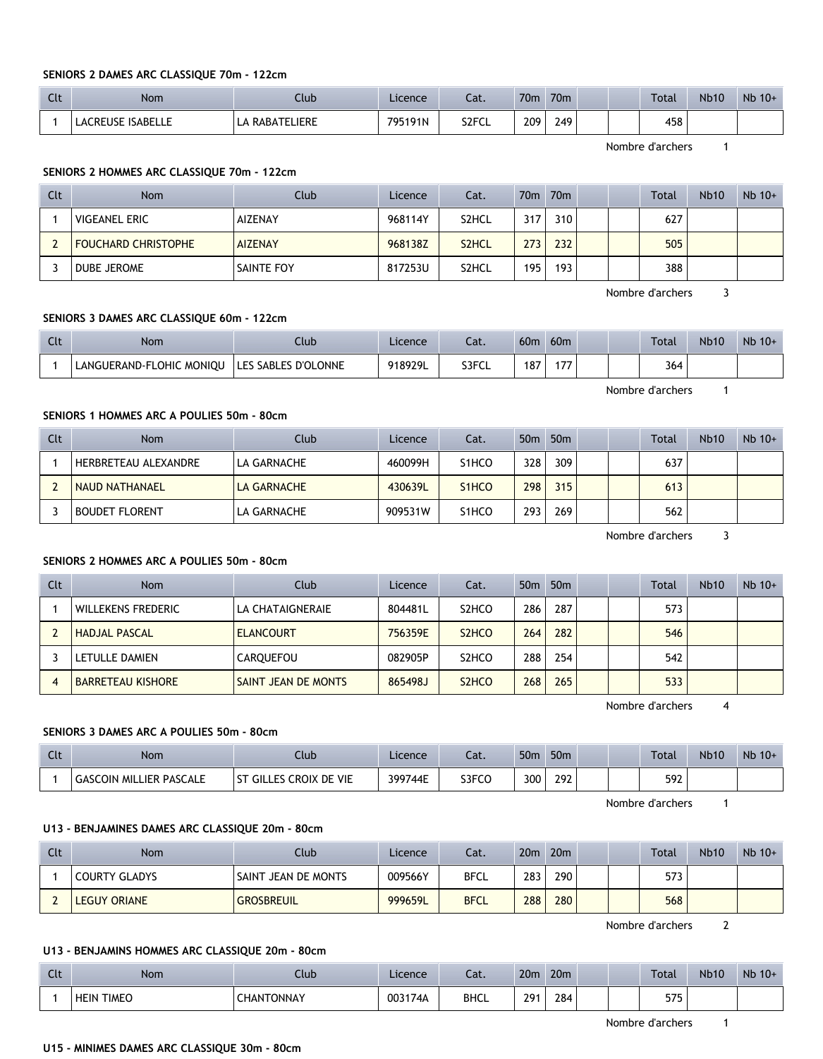#### SENIORS 2 DAMES ARC CLASSIQUE 70m - 122cm

| Clt | Nom | Club | Licence | Cat. | 70m | 70m | | | Total | Nb10 | Nb 10+ |
|---|---|---|---|---|---|---|---|---|---|---|---|
| 1 | LACREUSE ISABELLE | LA RABATELIERE | 795191N | S2FCL | 209 | 249 | | | 458 | | |

Nombre d'archers 1

#### SENIORS 2 HOMMES ARC CLASSIQUE 70m - 122cm

| Clt | Nom | Club | Licence | Cat. | 70m | 70m | | | Total | Nb10 | Nb 10+ |
|---|---|---|---|---|---|---|---|---|---|---|---|
| 1 | VIGEANEL ERIC | AIZENAY | 968114Y | S2HCL | 317 | 310 | | | 627 | | |
| 2 | FOUCHARD CHRISTOPHE | AIZENAY | 968138Z | S2HCL | 273 | 232 | | | 505 | | |
| 3 | DUBE JEROME | SAINTE FOY | 817253U | S2HCL | 195 | 193 | | | 388 | | |

Nombre d'archers 3

#### SENIORS 3 DAMES ARC CLASSIQUE 60m - 122cm

| Clt | Nom | Club | Licence | Cat. | 60m | 60m | | | Total | Nb10 | Nb 10+ |
|---|---|---|---|---|---|---|---|---|---|---|---|
| 1 | LANGUERAND-FLOHIC MONIQU | LES SABLES D'OLONNE | 918929L | S3FCL | 187 | 177 | | | 364 | | |

Nombre d'archers 1

#### SENIORS 1 HOMMES ARC A POULIES 50m - 80cm

| Clt | Nom | Club | Licence | Cat. | 50m | 50m | | | Total | Nb10 | Nb 10+ |
|---|---|---|---|---|---|---|---|---|---|---|---|
| 1 | HERBRETEAU ALEXANDRE | LA GARNACHE | 460099H | S1HCO | 328 | 309 | | | 637 | | |
| 2 | NAUD NATHANAEL | LA GARNACHE | 430639L | S1HCO | 298 | 315 | | | 613 | | |
| 3 | BOUDET FLORENT | LA GARNACHE | 909531W | S1HCO | 293 | 269 | | | 562 | | |

Nombre d'archers 3

#### SENIORS 2 HOMMES ARC A POULIES 50m - 80cm

| Clt | Nom | Club | Licence | Cat. | 50m | 50m | | | Total | Nb10 | Nb 10+ |
|---|---|---|---|---|---|---|---|---|---|---|---|
| 1 | WILLEKENS FREDERIC | LA CHATAIGNERAIE | 804481L | S2HCO | 286 | 287 | | | 573 | | |
| 2 | HADJAL PASCAL | ELANCOURT | 756359E | S2HCO | 264 | 282 | | | 546 | | |
| 3 | LETULLE DAMIEN | CARQUEFOU | 082905P | S2HCO | 288 | 254 | | | 542 | | |
| 4 | BARRETEAU KISHORE | SAINT JEAN DE MONTS | 865498J | S2HCO | 268 | 265 | | | 533 | | |

Nombre d'archers 4

#### SENIORS 3 DAMES ARC A POULIES 50m - 80cm

| Clt | Nom | Club | Licence | Cat. | 50m | 50m | | | Total | Nb10 | Nb 10+ |
|---|---|---|---|---|---|---|---|---|---|---|---|
| 1 | GASCOIN MILLIER PASCALE | ST GILLES CROIX DE VIE | 399744E | S3FCO | 300 | 292 | | | 592 | | |

Nombre d'archers 1

#### U13 - BENJAMINES DAMES ARC CLASSIQUE 20m - 80cm

| Clt | Nom | Club | Licence | Cat. | 20m | 20m | | | Total | Nb10 | Nb 10+ |
|---|---|---|---|---|---|---|---|---|---|---|---|
| 1 | COURTY GLADYS | SAINT JEAN DE MONTS | 009566Y | BFCL | 283 | 290 | | | 573 | | |
| 2 | LEGUY ORIANE | GROSBREUIL | 999659L | BFCL | 288 | 280 | | | 568 | | |

Nombre d'archers 2

#### U13 - BENJAMINS HOMMES ARC CLASSIQUE 20m - 80cm

| Clt | Nom | Club | Licence | Cat. | 20m | 20m | | | Total | Nb10 | Nb 10+ |
|---|---|---|---|---|---|---|---|---|---|---|---|
| 1 | HEIN TIMEO | CHANTONNAY | 003174A | BHCL | 291 | 284 | | | 575 | | |

Nombre d'archers 1

#### U15 - MINIMES DAMES ARC CLASSIQUE 30m - 80cm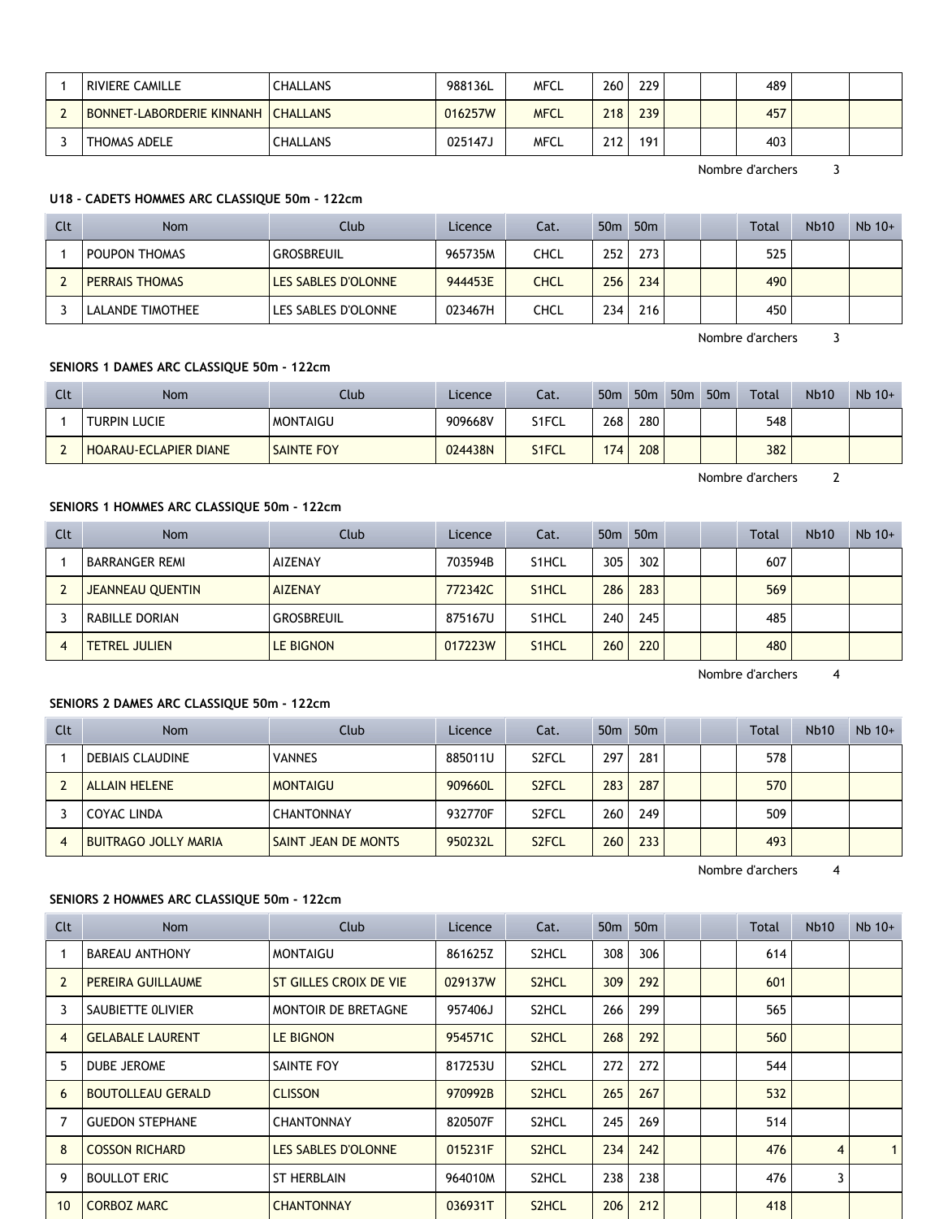| Clt | Nom | Club | Licence | Cat. | 50m | 50m | | | Total | Nb10 | Nb 10+ |
|---|---|---|---|---|---|---|---|---|---|---|---|
| 1 | RIVIERE CAMILLE | CHALLANS | 988136L | MFCL | 260 | 229 | | | 489 | | |
| 2 | BONNET-LABORDERIE KINNANH | CHALLANS | 016257W | MFCL | 218 | 239 | | | 457 | | |
| 3 | THOMAS ADELE | CHALLANS | 025147J | MFCL | 212 | 191 | | | 403 | | |

Nombre d'archers 3

#### U18 - CADETS HOMMES ARC CLASSIQUE 50m - 122cm

| Clt | Nom | Club | Licence | Cat. | 50m | 50m | | | Total | Nb10 | Nb 10+ |
|---|---|---|---|---|---|---|---|---|---|---|---|
| 1 | POUPON THOMAS | GROSBREUIL | 965735M | CHCL | 252 | 273 | | | 525 | | |
| 2 | PERRAIS THOMAS | LES SABLES D'OLONNE | 944453E | CHCL | 256 | 234 | | | 490 | | |
| 3 | LALANDE TIMOTHEE | LES SABLES D'OLONNE | 023467H | CHCL | 234 | 216 | | | 450 | | |

Nombre d'archers 3

#### SENIORS 1 DAMES ARC CLASSIQUE 50m - 122cm

| Clt | Nom | Club | Licence | Cat. | 50m | 50m | 50m | 50m | Total | Nb10 | Nb 10+ |
|---|---|---|---|---|---|---|---|---|---|---|---|
| 1 | TURPIN LUCIE | MONTAIGU | 909668V | S1FCL | 268 | 280 | | | 548 | | |
| 2 | HOARAU-ECLAPIER DIANE | SAINTE FOY | 024438N | S1FCL | 174 | 208 | | | 382 | | |

Nombre d'archers 2

#### SENIORS 1 HOMMES ARC CLASSIQUE 50m - 122cm

| Clt | Nom | Club | Licence | Cat. | 50m | 50m | | | Total | Nb10 | Nb 10+ |
|---|---|---|---|---|---|---|---|---|---|---|---|
| 1 | BARRANGER REMI | AIZENAY | 703594B | S1HCL | 305 | 302 | | | 607 | | |
| 2 | JEANNEAU QUENTIN | AIZENAY | 772342C | S1HCL | 286 | 283 | | | 569 | | |
| 3 | RABILLE DORIAN | GROSBREUIL | 875167U | S1HCL | 240 | 245 | | | 485 | | |
| 4 | TETREL JULIEN | LE BIGNON | 017223W | S1HCL | 260 | 220 | | | 480 | | |

Nombre d'archers 4

#### SENIORS 2 DAMES ARC CLASSIQUE 50m - 122cm

| Clt | Nom | Club | Licence | Cat. | 50m | 50m | | | Total | Nb10 | Nb 10+ |
|---|---|---|---|---|---|---|---|---|---|---|---|
| 1 | DEBIAIS CLAUDINE | VANNES | 885011U | S2FCL | 297 | 281 | | | 578 | | |
| 2 | ALLAIN HELENE | MONTAIGU | 909660L | S2FCL | 283 | 287 | | | 570 | | |
| 3 | COYAC LINDA | CHANTONNAY | 932770F | S2FCL | 260 | 249 | | | 509 | | |
| 4 | BUITRAGO JOLLY MARIA | SAINT JEAN DE MONTS | 950232L | S2FCL | 260 | 233 | | | 493 | | |

Nombre d'archers 4

#### SENIORS 2 HOMMES ARC CLASSIQUE 50m - 122cm

| Clt | Nom | Club | Licence | Cat. | 50m | 50m | | | Total | Nb10 | Nb 10+ |
|---|---|---|---|---|---|---|---|---|---|---|---|
| 1 | BAREAU ANTHONY | MONTAIGU | 861625Z | S2HCL | 308 | 306 | | | 614 | | |
| 2 | PEREIRA GUILLAUME | ST GILLES CROIX DE VIE | 029137W | S2HCL | 309 | 292 | | | 601 | | |
| 3 | SAUBIETTE 0LIVIER | MONTOIR DE BRETAGNE | 957406J | S2HCL | 266 | 299 | | | 565 | | |
| 4 | GELABALE LAURENT | LE BIGNON | 954571C | S2HCL | 268 | 292 | | | 560 | | |
| 5 | DUBE JEROME | SAINTE FOY | 817253U | S2HCL | 272 | 272 | | | 544 | | |
| 6 | BOUTOLLEAU GERALD | CLISSON | 970992B | S2HCL | 265 | 267 | | | 532 | | |
| 7 | GUEDON STEPHANE | CHANTONNAY | 820507F | S2HCL | 245 | 269 | | | 514 | | |
| 8 | COSSON RICHARD | LES SABLES D'OLONNE | 015231F | S2HCL | 234 | 242 | | | 476 | 4 | 1 |
| 9 | BOULLOT ERIC | ST HERBLAIN | 964010M | S2HCL | 238 | 238 | | | 476 | 3 | |
| 10 | CORBOZ MARC | CHANTONNAY | 036931T | S2HCL | 206 | 212 | | | 418 | | |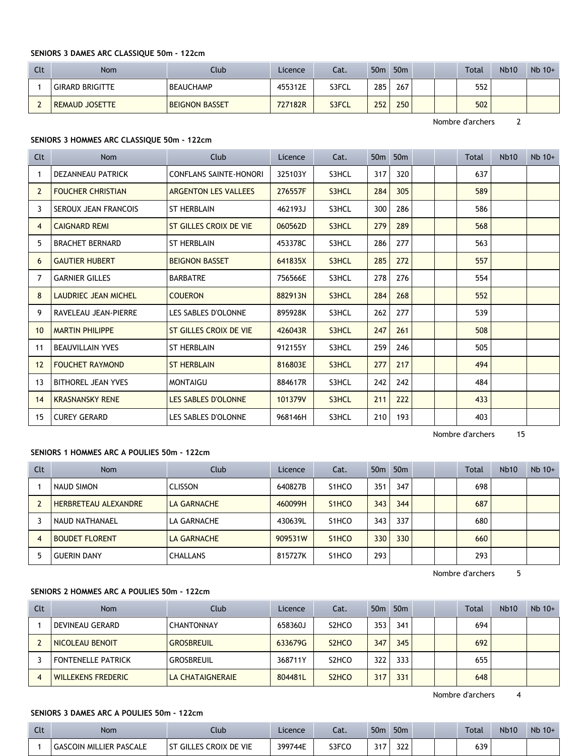**SENIORS 3 DAMES ARC CLASSIQUE 50m - 122cm**

| Clt | Nom | Club | Licence | Cat. | 50m | 50m | | | Total | Nb10 | Nb 10+ |
|---|---|---|---|---|---|---|---|---|---|---|---|
| 1 | GIRARD BRIGITTE | BEAUCHAMP | 455312E | S3FCL | 285 | 267 | | | 552 | | |
| 2 | REMAUD JOSETTE | BEIGNON BASSET | 727182R | S3FCL | 252 | 250 | | | 502 | | |

Nombre d'archers 2

**SENIORS 3 HOMMES ARC CLASSIQUE 50m - 122cm**

| Clt | Nom | Club | Licence | Cat. | 50m | 50m | | | Total | Nb10 | Nb 10+ |
|---|---|---|---|---|---|---|---|---|---|---|---|
| 1 | DEZANNEAU PATRICK | CONFLANS SAINTE-HONORI | 325103Y | S3HCL | 317 | 320 | | | 637 | | |
| 2 | FOUCHER CHRISTIAN | ARGENTON LES VALLEES | 276557F | S3HCL | 284 | 305 | | | 589 | | |
| 3 | SEROUX JEAN FRANCOIS | ST HERBLAIN | 462193J | S3HCL | 300 | 286 | | | 586 | | |
| 4 | CAIGNARD REMI | ST GILLES CROIX DE VIE | 060562D | S3HCL | 279 | 289 | | | 568 | | |
| 5 | BRACHET BERNARD | ST HERBLAIN | 453378C | S3HCL | 286 | 277 | | | 563 | | |
| 6 | GAUTIER HUBERT | BEIGNON BASSET | 641835X | S3HCL | 285 | 272 | | | 557 | | |
| 7 | GARNIER GILLES | BARBATRE | 756566E | S3HCL | 278 | 276 | | | 554 | | |
| 8 | LAUDRIEC JEAN MICHEL | COUERON | 882913N | S3HCL | 284 | 268 | | | 552 | | |
| 9 | RAVELEAU JEAN-PIERRE | LES SABLES D'OLONNE | 895928K | S3HCL | 262 | 277 | | | 539 | | |
| 10 | MARTIN PHILIPPE | ST GILLES CROIX DE VIE | 426043R | S3HCL | 247 | 261 | | | 508 | | |
| 11 | BEAUVILLAIN YVES | ST HERBLAIN | 912155Y | S3HCL | 259 | 246 | | | 505 | | |
| 12 | FOUCHET RAYMOND | ST HERBLAIN | 816803E | S3HCL | 277 | 217 | | | 494 | | |
| 13 | BITHOREL JEAN YVES | MONTAIGU | 884617R | S3HCL | 242 | 242 | | | 484 | | |
| 14 | KRASNANSKY RENE | LES SABLES D'OLONNE | 101379V | S3HCL | 211 | 222 | | | 433 | | |
| 15 | CUREY GERARD | LES SABLES D'OLONNE | 968146H | S3HCL | 210 | 193 | | | 403 | | |

Nombre d'archers 15

**SENIORS 1 HOMMES ARC A POULIES 50m - 122cm**

| Clt | Nom | Club | Licence | Cat. | 50m | 50m | | | Total | Nb10 | Nb 10+ |
|---|---|---|---|---|---|---|---|---|---|---|---|
| 1 | NAUD SIMON | CLISSON | 640827B | S1HCO | 351 | 347 | | | 698 | | |
| 2 | HERBRETEAU ALEXANDRE | LA GARNACHE | 460099H | S1HCO | 343 | 344 | | | 687 | | |
| 3 | NAUD NATHANAEL | LA GARNACHE | 430639L | S1HCO | 343 | 337 | | | 680 | | |
| 4 | BOUDET FLORENT | LA GARNACHE | 909531W | S1HCO | 330 | 330 | | | 660 | | |
| 5 | GUERIN DANY | CHALLANS | 815727K | S1HCO | 293 | | | | 293 | | |

Nombre d'archers 5

**SENIORS 2 HOMMES ARC A POULIES 50m - 122cm**

| Clt | Nom | Club | Licence | Cat. | 50m | 50m | | | Total | Nb10 | Nb 10+ |
|---|---|---|---|---|---|---|---|---|---|---|---|
| 1 | DEVINEAU GERARD | CHANTONNAY | 658360J | S2HCO | 353 | 341 | | | 694 | | |
| 2 | NICOLEAU BENOIT | GROSBREUIL | 633679G | S2HCO | 347 | 345 | | | 692 | | |
| 3 | FONTENELLE PATRICK | GROSBREUIL | 368711Y | S2HCO | 322 | 333 | | | 655 | | |
| 4 | WILLEKENS FREDERIC | LA CHATAIGNERAIE | 804481L | S2HCO | 317 | 331 | | | 648 | | |

Nombre d'archers 4

**SENIORS 3 DAMES ARC A POULIES 50m - 122cm**

| Clt | Nom | Club | Licence | Cat. | 50m | 50m | | | Total | Nb10 | Nb 10+ |
|---|---|---|---|---|---|---|---|---|---|---|---|
| 1 | GASCOIN MILLIER PASCALE | ST GILLES CROIX DE VIE | 399744E | S3FCO | 317 | 322 | | | 639 | | |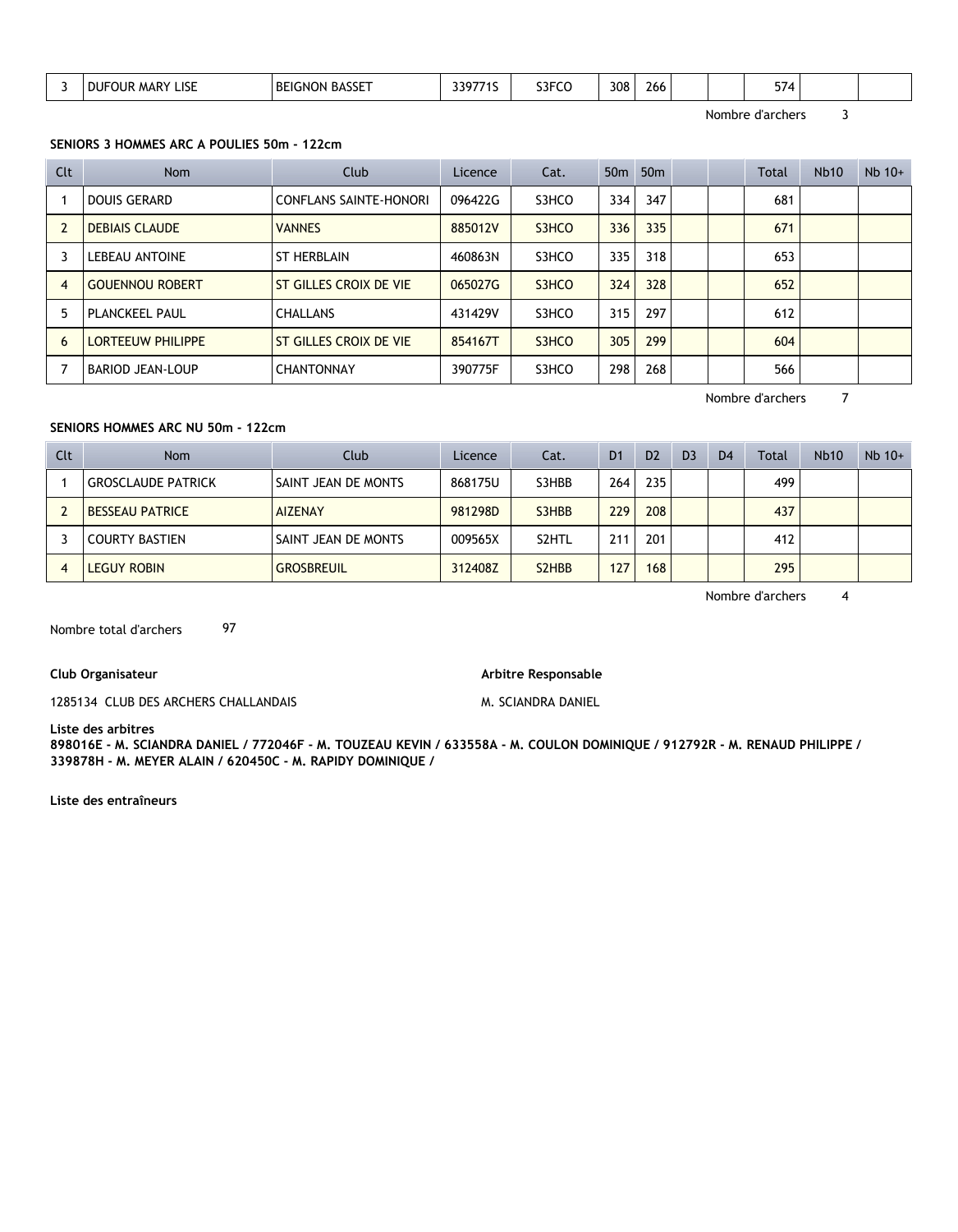| | | | | | | | | | | | |
|---|---|---|---|---|---|---|---|---|---|---|---|
| 3 | DUFOUR MARY LISE | BEIGNON BASSET | 339771S | S3FCO | 308 | 266 | | | 574 | | |

Nombre d'archers 3

**SENIORS 3 HOMMES ARC A POULIES 50m - 122cm**

| Clt | Nom | Club | Licence | Cat. | 50m | 50m | | | Total | Nb10 | Nb 10+ |
|---|---|---|---|---|---|---|---|---|---|---|---|
| 1 | DOUIS GERARD | CONFLANS SAINTE-HONORI | 096422G | S3HCO | 334 | 347 | | | 681 | | |
| 2 | DEBIAIS CLAUDE | VANNES | 885012V | S3HCO | 336 | 335 | | | 671 | | |
| 3 | LEBEAU ANTOINE | ST HERBLAIN | 460863N | S3HCO | 335 | 318 | | | 653 | | |
| 4 | GOUENNOU ROBERT | ST GILLES CROIX DE VIE | 065027G | S3HCO | 324 | 328 | | | 652 | | |
| 5 | PLANCKEEL PAUL | CHALLANS | 431429V | S3HCO | 315 | 297 | | | 612 | | |
| 6 | LORTEEUW PHILIPPE | ST GILLES CROIX DE VIE | 854167T | S3HCO | 305 | 299 | | | 604 | | |
| 7 | BARIOD JEAN-LOUP | CHANTONNAY | 390775F | S3HCO | 298 | 268 | | | 566 | | |

Nombre d'archers 7

**SENIORS HOMMES ARC NU 50m - 122cm**

| Clt | Nom | Club | Licence | Cat. | D1 | D2 | D3 | D4 | Total | Nb10 | Nb 10+ |
|---|---|---|---|---|---|---|---|---|---|---|---|
| 1 | GROSCLAUDE PATRICK | SAINT JEAN DE MONTS | 868175U | S3HBB | 264 | 235 | | | 499 | | |
| 2 | BESSEAU PATRICE | AIZENAY | 981298D | S3HBB | 229 | 208 | | | 437 | | |
| 3 | COURTY BASTIEN | SAINT JEAN DE MONTS | 009565X | S2HTL | 211 | 201 | | | 412 | | |
| 4 | LEGUY ROBIN | GROSBREUIL | 312408Z | S2HBB | 127 | 168 | | | 295 | | |

Nombre d'archers 4

Nombre total d'archers 97

**Club Organisateur**

1285134 CLUB DES ARCHERS CHALLANDAIS

**Arbitre Responsable**

M. SCIANDRA DANIEL

**Liste des arbitres**

**898016E - M. SCIANDRA DANIEL / 772046F - M. TOUZEAU KEVIN / 633558A - M. COULON DOMINIQUE / 912792R - M. RENAUD PHILIPPE / 339878H - M. MEYER ALAIN / 620450C - M. RAPIDY DOMINIQUE /**

**Liste des entraîneurs**